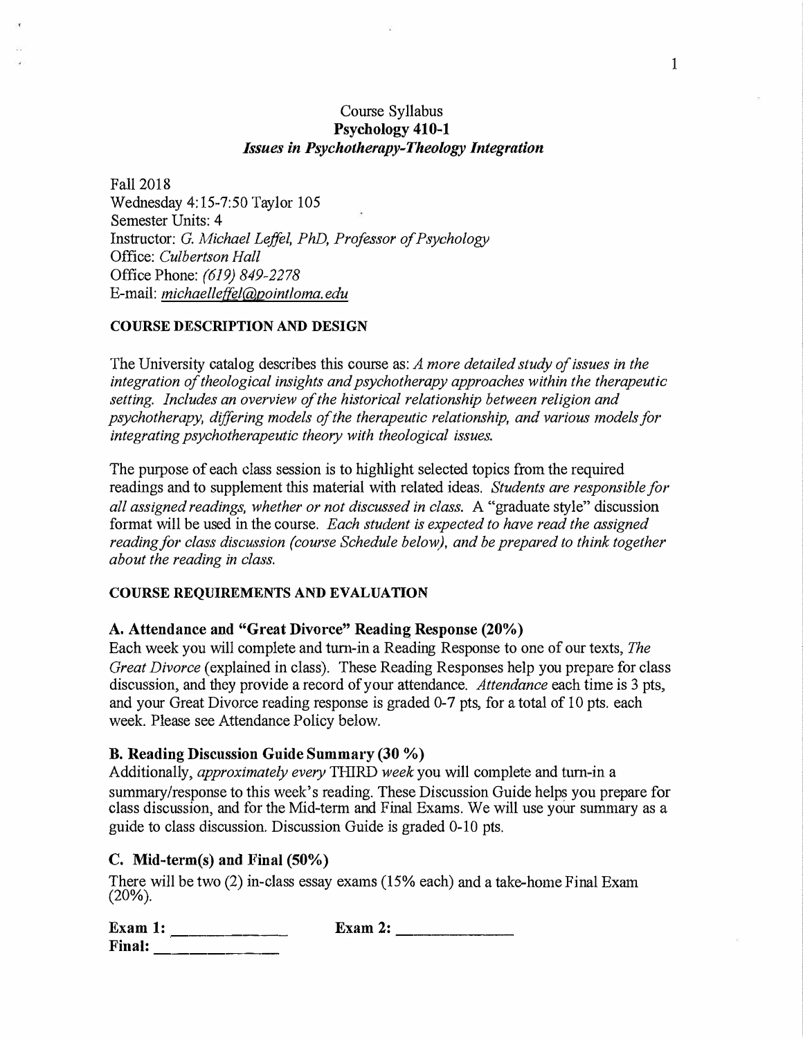# Course Syllabus
## Psychology 410-1
### *Issues in Psychotherapy-Theology Integration*

Fall 2018
Wednesday 4:15-7:50 Taylor 105
Semester Units: 4
Instructor: *G. Michael Leffel, PhD, Professor of Psychology*
Office: *Culbertson Hall*
Office Phone: *(619) 849-2278*
E-mail: *michaelleffel@pointloma.edu*

**COURSE DESCRIPTION AND DESIGN**

The University catalog describes this course as: *A more detailed study of issues in the integration of theological insights and psychotherapy approaches within the therapeutic setting. Includes an overview of the historical relationship between religion and psychotherapy, differing models of the therapeutic relationship, and various models for integrating psychotherapeutic theory with theological issues.*

The purpose of each class session is to highlight selected topics from the required readings and to supplement this material with related ideas. *Students are responsible for all assigned readings, whether or not discussed in class.* A "graduate style" discussion format will be used in the course. *Each student is expected to have read the assigned reading for class discussion (course Schedule below), and be prepared to think together about the reading in class.*

**COURSE REQUIREMENTS AND EVALUATION**

**A. Attendance and "Great Divorce" Reading Response (20%)**
Each week you will complete and turn-in a Reading Response to one of our texts, *The Great Divorce* (explained in class). These Reading Responses help you prepare for class discussion, and they provide a record of your attendance. *Attendance* each time is 3 pts, and your Great Divorce reading response is graded 0-7 pts, for a total of 10 pts. each week. Please see Attendance Policy below.

**B. Reading Discussion Guide Summary (30 %)**
Additionally, *approximately every* THIRD *week* you will complete and turn-in a summary/response to this week's reading. These Discussion Guide helps you prepare for class discussion, and for the Mid-term and Final Exams. We will use your summary as a guide to class discussion. Discussion Guide is graded 0-10 pts.

**C. Mid-term(s) and Final (50%)**
There will be two (2) in-class essay exams (15% each) and a take-home Final Exam (20%).

**Exam 1:** ______________ **Exam 2:** ______________
**Final:** ______________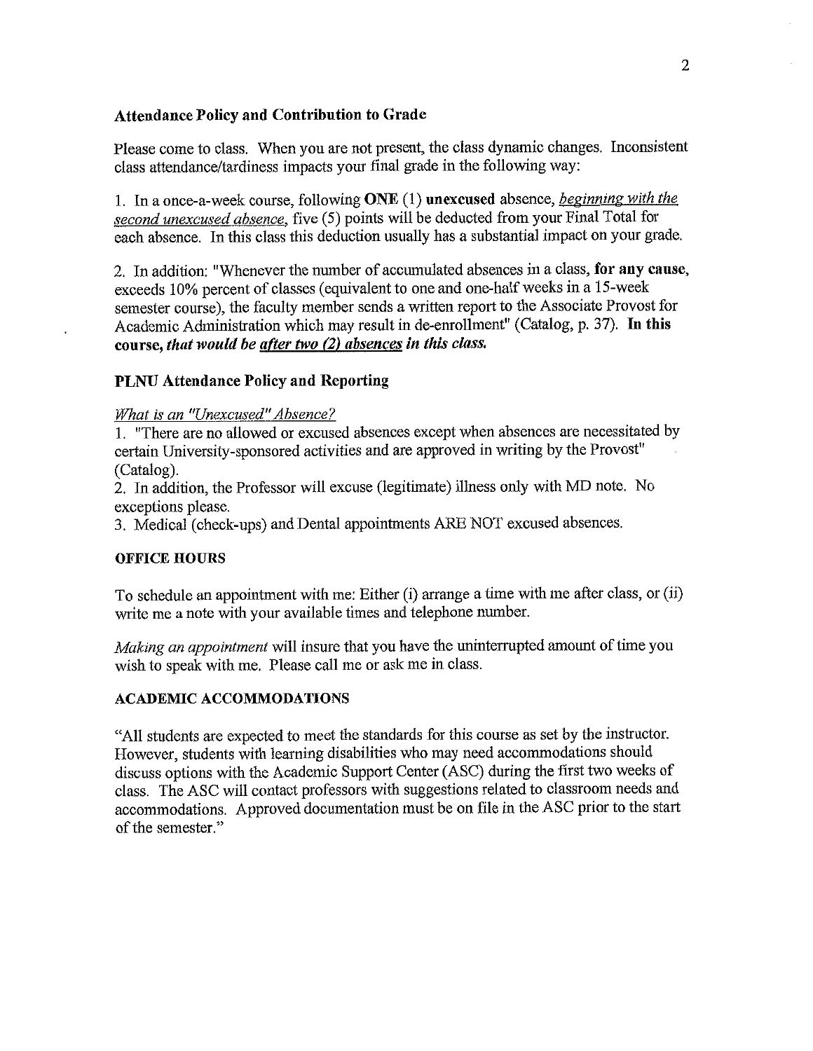### Attendance Policy and Contribution to Grade

Please come to class. When you are not present, the class dynamic changes. Inconsistent class attendance/tardiness impacts your final grade in the following way:

1. In a once-a-week course, following **ONE** (1) **unexcused** absence, *beginning with the second unexcused absence*, five (5) points will be deducted from your Final Total for each absence. In this class this deduction usually has a substantial impact on your grade.

2. In addition: "Whenever the number of accumulated absences in a class, **for any cause**, exceeds 10% percent of classes (equivalent to one and one-half weeks in a 15-week semester course), the faculty member sends a written report to the Associate Provost for Academic Administration which may result in de-enrollment" (Catalog, p. 37). **In this course, *that would be after two (2) absences in this class.***

### PLNU Attendance Policy and Reporting

*What is an "Unexcused" Absence?*

1. "There are no allowed or excused absences except when absences are necessitated by certain University-sponsored activities and are approved in writing by the Provost" (Catalog).
2. In addition, the Professor will excuse (legitimate) illness only with MD note. No exceptions please.
3. Medical (check-ups) and Dental appointments ARE NOT excused absences.

### OFFICE HOURS

To schedule an appointment with me: Either (i) arrange a time with me after class, or (ii) write me a note with your available times and telephone number.

*Making an appointment* will insure that you have the uninterrupted amount of time you wish to speak with me. Please call me or ask me in class.

### ACADEMIC ACCOMMODATIONS

"All students are expected to meet the standards for this course as set by the instructor. However, students with learning disabilities who may need accommodations should discuss options with the Academic Support Center (ASC) during the first two weeks of class. The ASC will contact professors with suggestions related to classroom needs and accommodations. Approved documentation must be on file in the ASC prior to the start of the semester."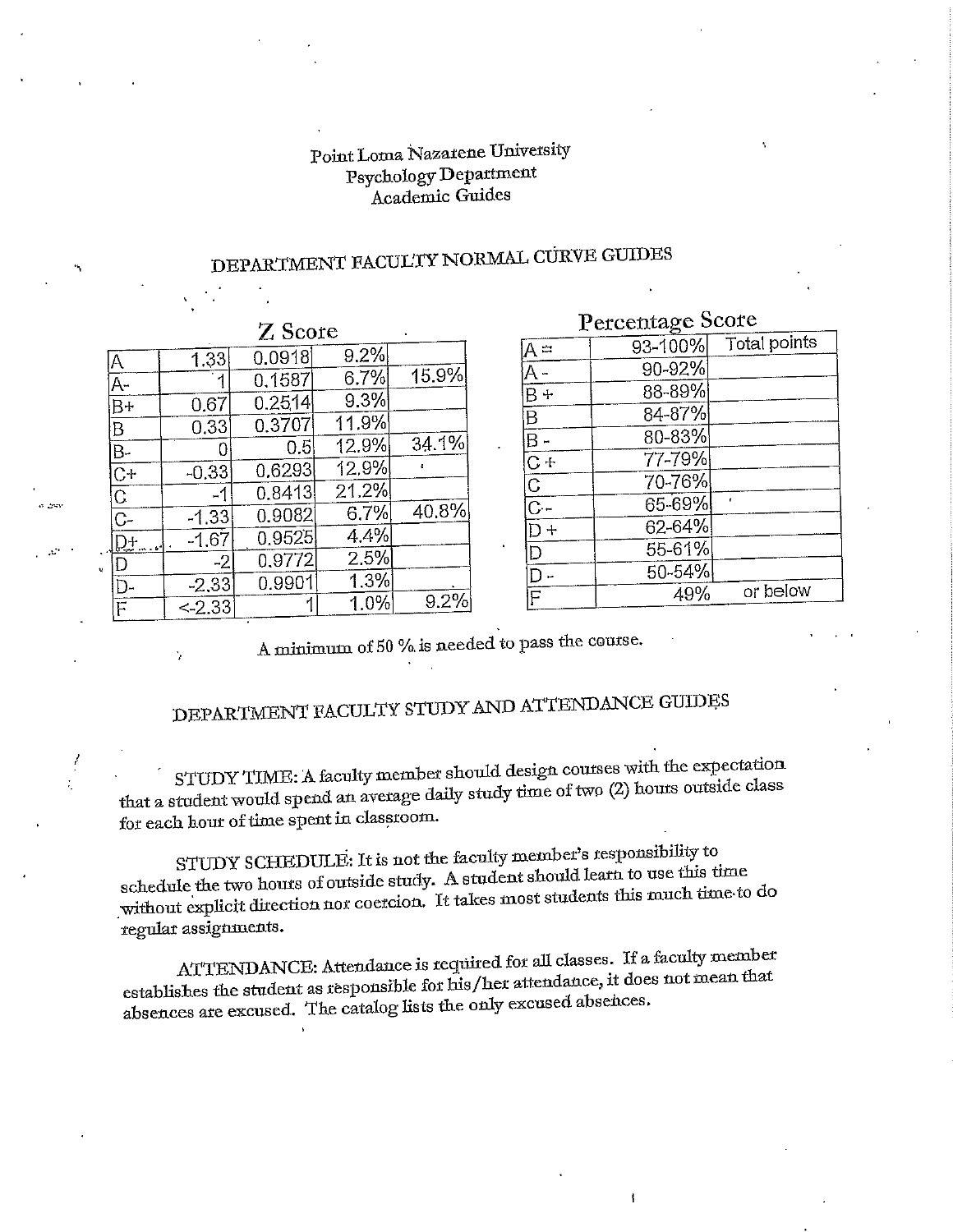Point Loma Nazarene University
Psychology Department
Academic Guides

# DEPARTMENT FACULTY NORMAL CURVE GUIDES

**Z Score**

| | | | | |
|---|---|---|---|---|
| A | 1.33 | 0.0918 | 9.2% | |
| A- | 1 | 0.1587 | 6.7% | 15.9% |
| B+ | 0.67 | 0.2514 | 9.3% | |
| B | 0.33 | 0.3707 | 11.9% | |
| B- | 0 | 0.5 | 12.9% | 34.1% |
| C+ | -0.33 | 0.6293 | 12.9% | |
| C | -1 | 0.8413 | 21.2% | |
| C- | -1.33 | 0.9082 | 6.7% | 40.8% |
| D+ | -1.67 | 0.9525 | 4.4% | |
| D | -2 | 0.9772 | 2.5% | |
| D- | -2.33 | 0.9901 | 1.3% | |
| F | <-2.33 | 1 | 1.0% | 9.2% |

**Percentage Score**

| | | Total points |
|---|---|---|
| A = | 93-100% | |
| A - | 90-92% | |
| B + | 88-89% | |
| B | 84-87% | |
| B - | 80-83% | |
| C + | 77-79% | |
| C | 70-76% | |
| C - | 65-69% | |
| D + | 62-64% | |
| D | 55-61% | |
| D - | 50-54% | |
| F | 49% | or below |

A minimum of 50 % is needed to pass the course.

# DEPARTMENT FACULTY STUDY AND ATTENDANCE GUIDES

STUDY TIME: A faculty member should design courses with the expectation that a student would spend an average daily study time of two (2) hours outside class for each hour of time spent in classroom.

STUDY SCHEDULE: It is not the faculty member's responsibility to schedule the two hours of outside study. A student should learn to use this time without explicit direction nor coercion. It takes most students this much time to do regular assignments.

ATTENDANCE: Attendance is required for all classes. If a faculty member establishes the student as responsible for his/her attendance, it does not mean that absences are excused. The catalog lists the only excused absences.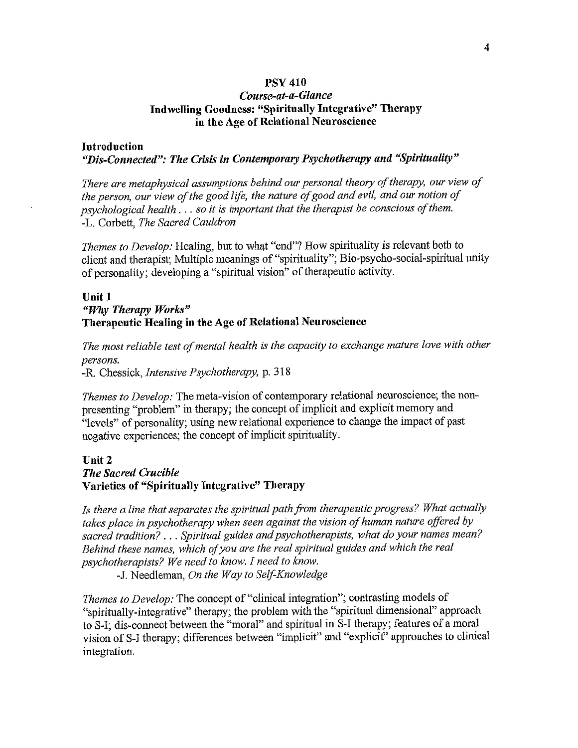# PSY 410

## *Course-at-a-Glance*

## Indwelling Goodness: "Spiritually Integrative" Therapy in the Age of Relational Neuroscience

### Introduction

### *"Dis-Connected": The Crisis in Contemporary Psychotherapy and "Spirituality"*

*There are metaphysical assumptions behind our personal theory of therapy, our view of the person, our view of the good life, the nature of good and evil, and our notion of psychological health . . . so it is important that the therapist be conscious of them.*
-L. Corbett, *The Sacred Cauldron*

*Themes to Develop:* Healing, but to what "end"? How spirituality is relevant both to client and therapist; Multiple meanings of "spirituality"; Bio-psycho-social-spiritual unity of personality; developing a "spiritual vision" of therapeutic activity.

### Unit 1

### *"Why Therapy Works"*

### Therapeutic Healing in the Age of Relational Neuroscience

*The most reliable test of mental health is the capacity to exchange mature love with other persons.*
-R. Chessick, *Intensive Psychotherapy,* p. 318

*Themes to Develop:* The meta-vision of contemporary relational neuroscience; the non-presenting "problem" in therapy; the concept of implicit and explicit memory and "levels" of personality; using new relational experience to change the impact of past negative experiences; the concept of implicit spirituality.

### Unit 2

### *The Sacred Crucible*

### Varieties of "Spiritually Integrative" Therapy

*Is there a line that separates the spiritual path from therapeutic progress? What actually takes place in psychotherapy when seen against the vision of human nature offered by sacred tradition? . . . Spiritual guides and psychotherapists, what do your names mean? Behind these names, which of you are the real spiritual guides and which the real psychotherapists? We need to know. I need to know.*
-J. Needleman, *On the Way to Self-Knowledge*

*Themes to Develop:* The concept of "clinical integration"; contrasting models of "spiritually-integrative" therapy; the problem with the "spiritual dimensional" approach to S-I; dis-connect between the "moral" and spiritual in S-I therapy; features of a moral vision of S-I therapy; differences between "implicit" and "explicit" approaches to clinical integration.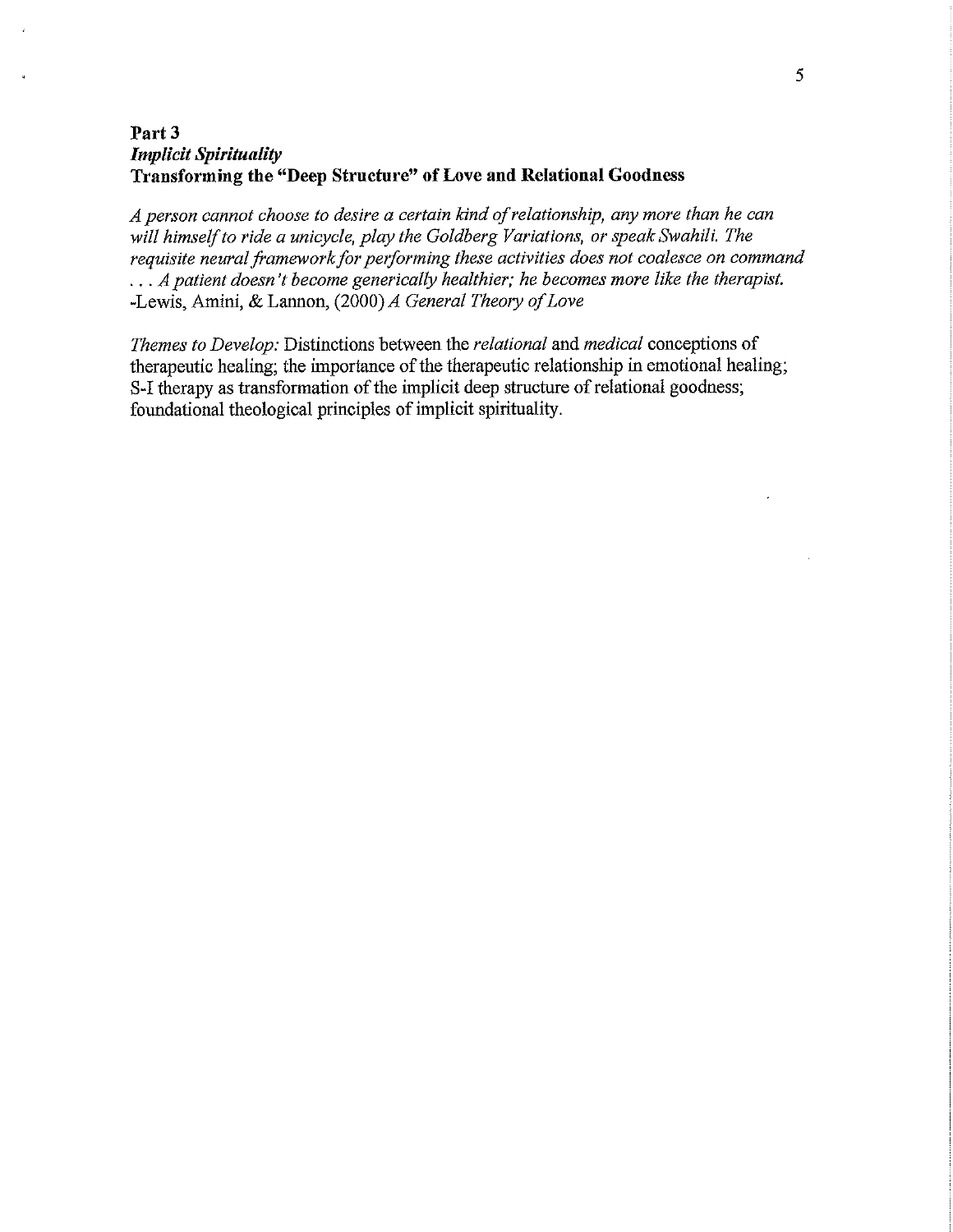## Part 3
### *Implicit Spirituality*
### Transforming the "Deep Structure" of Love and Relational Goodness

*A person cannot choose to desire a certain kind of relationship, any more than he can will himself to ride a unicycle, play the Goldberg Variations, or speak Swahili. The requisite neural framework for performing these activities does not coalesce on command . . . A patient doesn't become generically healthier; he becomes more like the therapist.*
-Lewis, Amini, & Lannon, (2000) *A General Theory of Love*

*Themes to Develop:* Distinctions between the *relational* and *medical* conceptions of therapeutic healing; the importance of the therapeutic relationship in emotional healing; S-I therapy as transformation of the implicit deep structure of relational goodness; foundational theological principles of implicit spirituality.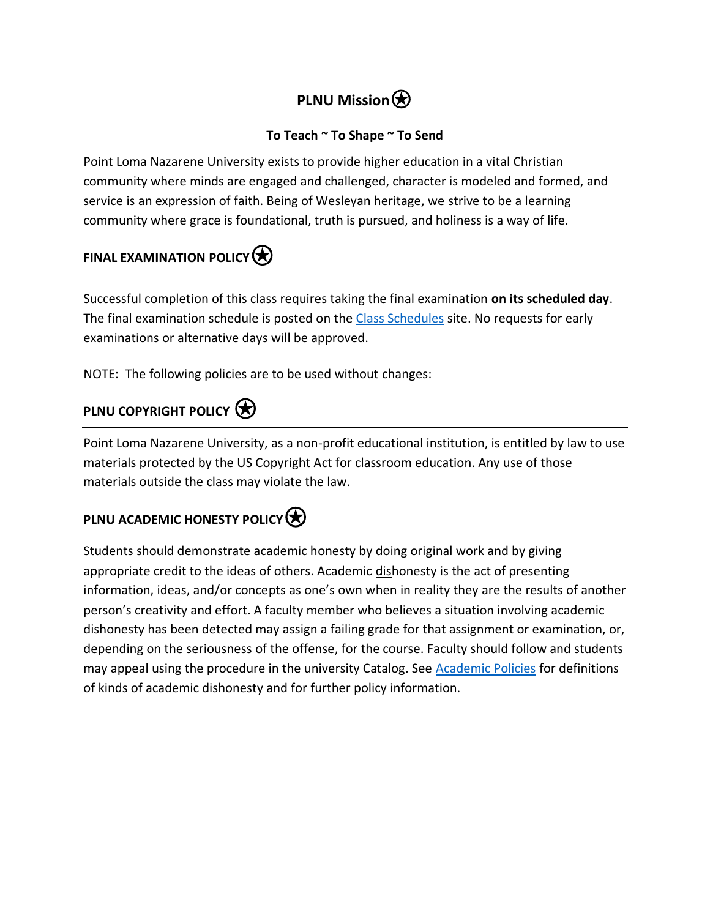# PLNU Mission

**To Teach ~ To Shape ~ To Send**

Point Loma Nazarene University exists to provide higher education in a vital Christian community where minds are engaged and challenged, character is modeled and formed, and service is an expression of faith. Being of Wesleyan heritage, we strive to be a learning community where grace is foundational, truth is pursued, and holiness is a way of life.

## FINAL EXAMINATION POLICY

Successful completion of this class requires taking the final examination **on its scheduled day**. The final examination schedule is posted on the Class Schedules site. No requests for early examinations or alternative days will be approved.

NOTE: The following policies are to be used without changes:

## PLNU COPYRIGHT POLICY

Point Loma Nazarene University, as a non-profit educational institution, is entitled by law to use materials protected by the US Copyright Act for classroom education. Any use of those materials outside the class may violate the law.

## PLNU ACADEMIC HONESTY POLICY

Students should demonstrate academic honesty by doing original work and by giving appropriate credit to the ideas of others. Academic dishonesty is the act of presenting information, ideas, and/or concepts as one's own when in reality they are the results of another person's creativity and effort. A faculty member who believes a situation involving academic dishonesty has been detected may assign a failing grade for that assignment or examination, or, depending on the seriousness of the offense, for the course. Faculty should follow and students may appeal using the procedure in the university Catalog. See Academic Policies for definitions of kinds of academic dishonesty and for further policy information.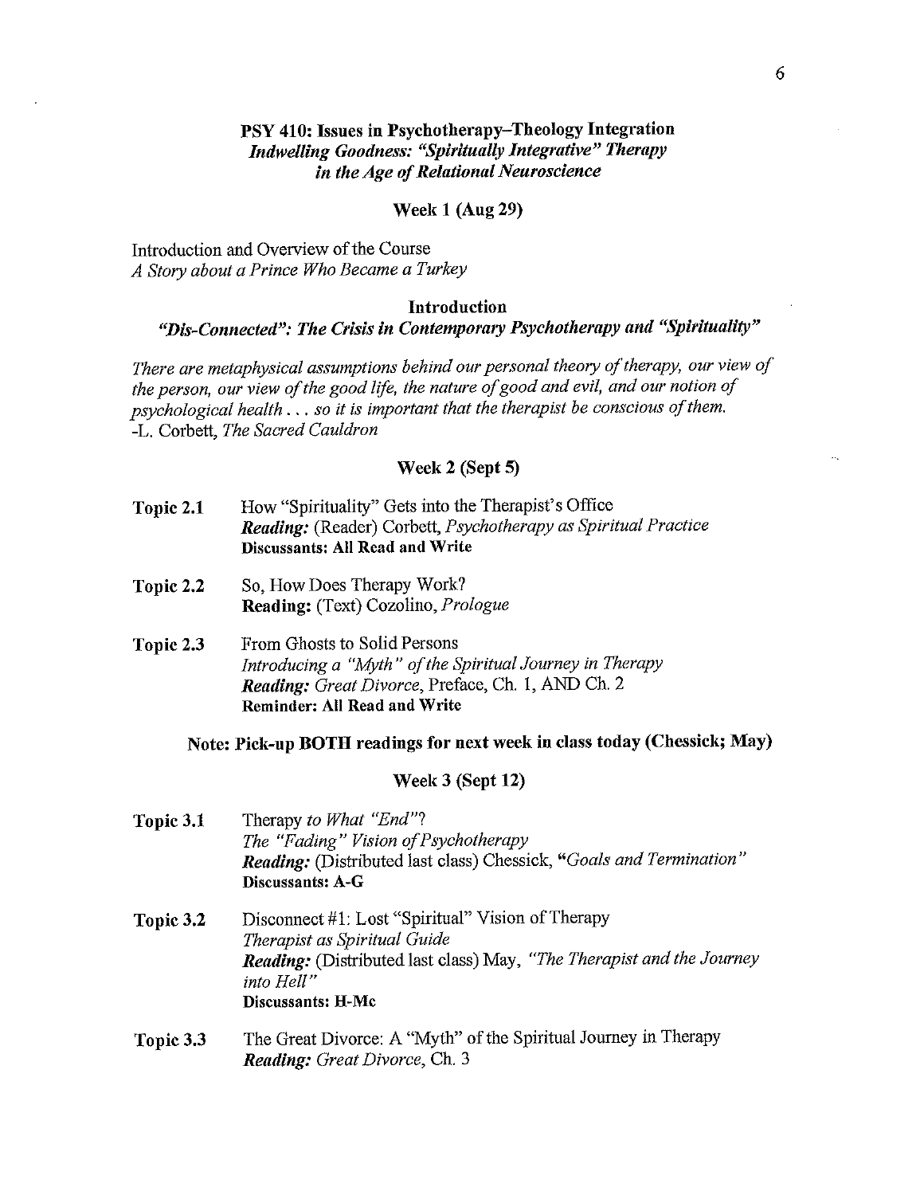## PSY 410: Issues in Psychotherapy–Theology Integration
### *Indwelling Goodness: "Spiritually Integrative" Therapy in the Age of Relational Neuroscience*

**Week 1 (Aug 29)**

Introduction and Overview of the Course
*A Story about a Prince Who Became a Turkey*

**Introduction**
***"Dis-Connected": The Crisis in Contemporary Psychotherapy and "Spirituality"***

*There are metaphysical assumptions behind our personal theory of therapy, our view of the person, our view of the good life, the nature of good and evil, and our notion of psychological health . . . so it is important that the therapist be conscious of them.*
-L. Corbett, *The Sacred Cauldron*

**Week 2 (Sept 5)**

**Topic 2.1** How "Spirituality" Gets into the Therapist's Office
***Reading:*** (Reader) Corbett, *Psychotherapy as Spiritual Practice*
**Discussants: All Read and Write**

**Topic 2.2** So, How Does Therapy Work?
**Reading:** (Text) Cozolino, *Prologue*

**Topic 2.3** From Ghosts to Solid Persons
*Introducing a "Myth" of the Spiritual Journey in Therapy*
***Reading:*** *Great Divorce*, Preface, Ch. 1, AND Ch. 2
**Reminder: All Read and Write**

**Note: Pick-up BOTH readings for next week in class today (Chessick; May)**

**Week 3 (Sept 12)**

**Topic 3.1** Therapy *to What "End"*?
*The "Fading" Vision of Psychotherapy*
***Reading:*** (Distributed last class) Chessick, *"Goals and Termination"*
**Discussants: A-G**

**Topic 3.2** Disconnect #1: Lost "Spiritual" Vision of Therapy
*Therapist as Spiritual Guide*
***Reading:*** (Distributed last class) May, *"The Therapist and the Journey into Hell"*
**Discussants: H-Mc**

**Topic 3.3** The Great Divorce: A "Myth" of the Spiritual Journey in Therapy
***Reading:*** *Great Divorce*, Ch. 3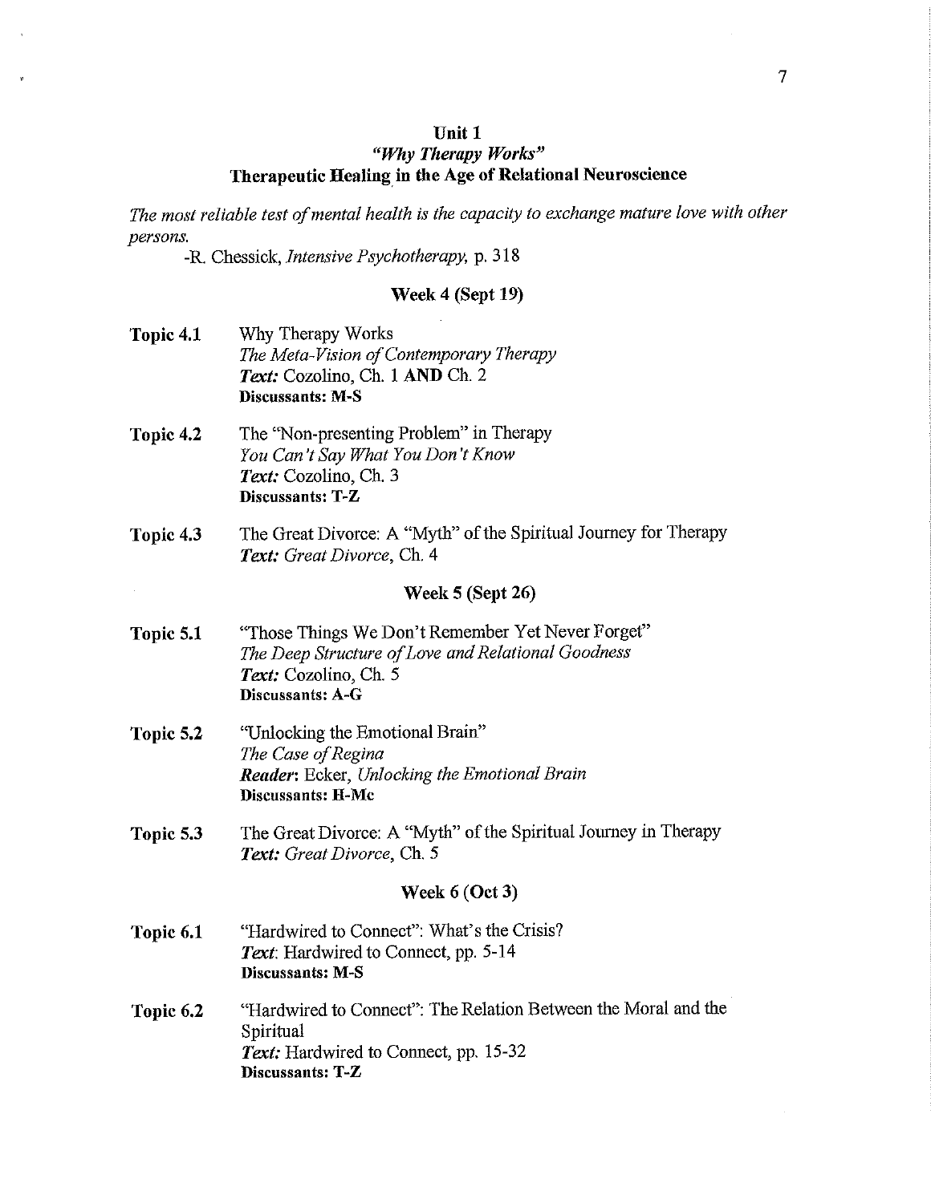# Unit 1
## *"Why Therapy Works"*
## Therapeutic Healing in the Age of Relational Neuroscience

*The most reliable test of mental health is the capacity to exchange mature love with other persons.*

-R. Chessick, *Intensive Psychotherapy,* p. 318

### Week 4 (Sept 19)

**Topic 4.1** Why Therapy Works
*The Meta-Vision of Contemporary Therapy*
***Text:*** Cozolino, Ch. 1 **AND** Ch. 2
**Discussants: M-S**

**Topic 4.2** The "Non-presenting Problem" in Therapy
*You Can't Say What You Don't Know*
***Text:*** Cozolino, Ch. 3
**Discussants: T-Z**

**Topic 4.3** The Great Divorce: A "Myth" of the Spiritual Journey for Therapy
***Text:*** *Great Divorce*, Ch. 4

### Week 5 (Sept 26)

**Topic 5.1** "Those Things We Don't Remember Yet Never Forget"
*The Deep Structure of Love and Relational Goodness*
***Text:*** Cozolino, Ch. 5
**Discussants: A-G**

**Topic 5.2** "Unlocking the Emotional Brain"
*The Case of Regina*
***Reader***: Ecker, *Unlocking the Emotional Brain*
**Discussants: H-Mc**

**Topic 5.3** The Great Divorce: A "Myth" of the Spiritual Journey in Therapy
***Text:*** *Great Divorce*, Ch. 5

### Week 6 (Oct 3)

**Topic 6.1** "Hardwired to Connect": What's the Crisis?
***Text***: Hardwired to Connect, pp. 5-14
**Discussants: M-S**

**Topic 6.2** "Hardwired to Connect": The Relation Between the Moral and the Spiritual
***Text:*** Hardwired to Connect, pp. 15-32
**Discussants: T-Z**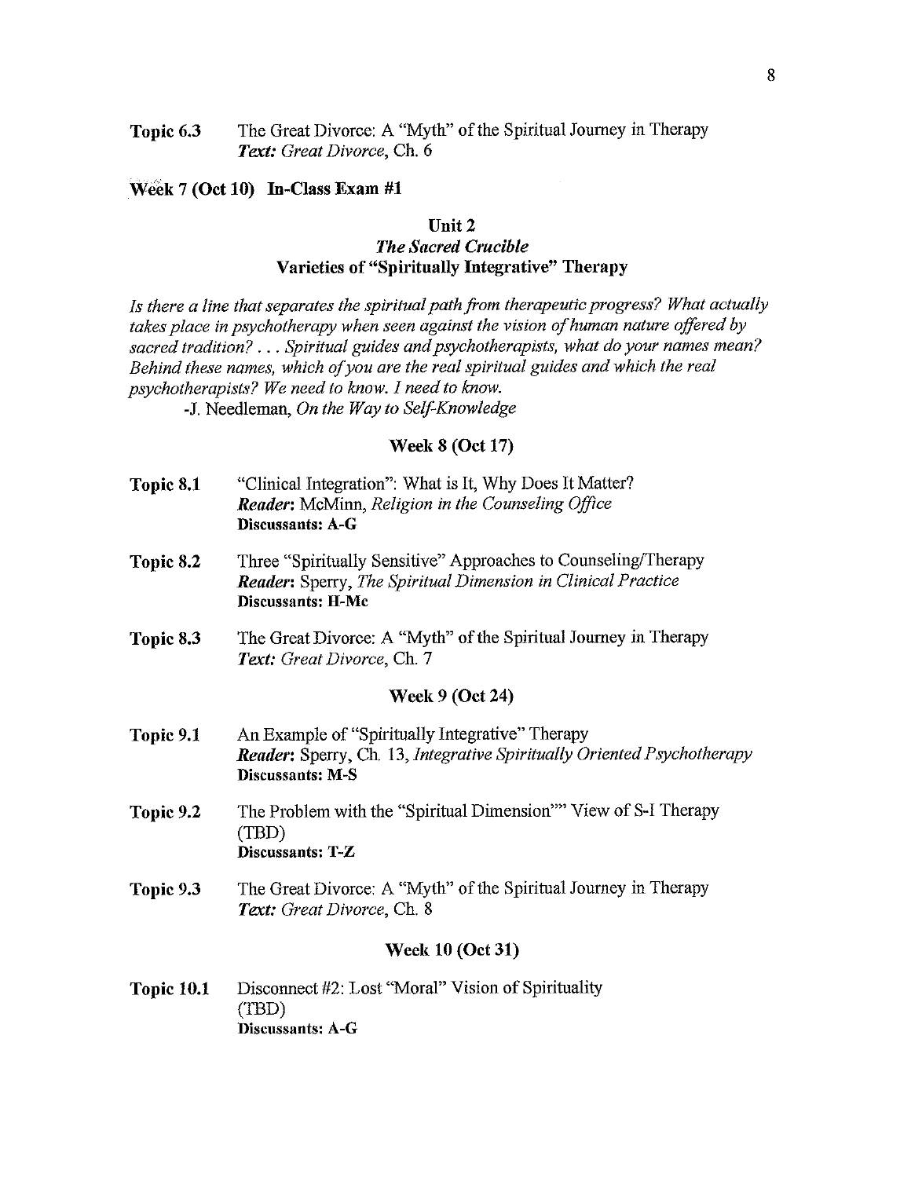**Topic 6.3** The Great Divorce: A "Myth" of the Spiritual Journey in Therapy
*Text: Great Divorce*, Ch. 6

**Week 7 (Oct 10) In-Class Exam #1**

## Unit 2
## *The Sacred Crucible*
## Varieties of "Spiritually Integrative" Therapy

*Is there a line that separates the spiritual path from therapeutic progress? What actually takes place in psychotherapy when seen against the vision of human nature offered by sacred tradition? . . . Spiritual guides and psychotherapists, what do your names mean? Behind these names, which of you are the real spiritual guides and which the real psychotherapists? We need to know. I need to know.*

-J. Needleman, *On the Way to Self-Knowledge*

### Week 8 (Oct 17)

**Topic 8.1** "Clinical Integration": What is It, Why Does It Matter?
***Reader*:** McMinn, *Religion in the Counseling Office*
**Discussants: A-G**

**Topic 8.2** Three "Spiritually Sensitive" Approaches to Counseling/Therapy
***Reader*:** Sperry, *The Spiritual Dimension in Clinical Practice*
**Discussants: H-Mc**

**Topic 8.3** The Great Divorce: A "Myth" of the Spiritual Journey in Therapy
*Text: Great Divorce*, Ch. 7

### Week 9 (Oct 24)

**Topic 9.1** An Example of "Spiritually Integrative" Therapy
***Reader*:** Sperry, Ch. 13, *Integrative Spiritually Oriented Psychotherapy*
**Discussants: M-S**

**Topic 9.2** The Problem with the "Spiritual Dimension"" View of S-I Therapy
(TBD)
**Discussants: T-Z**

**Topic 9.3** The Great Divorce: A "Myth" of the Spiritual Journey in Therapy
*Text: Great Divorce*, Ch. 8

### Week 10 (Oct 31)

**Topic 10.1** Disconnect #2: Lost "Moral" Vision of Spirituality
(TBD)
**Discussants: A-G**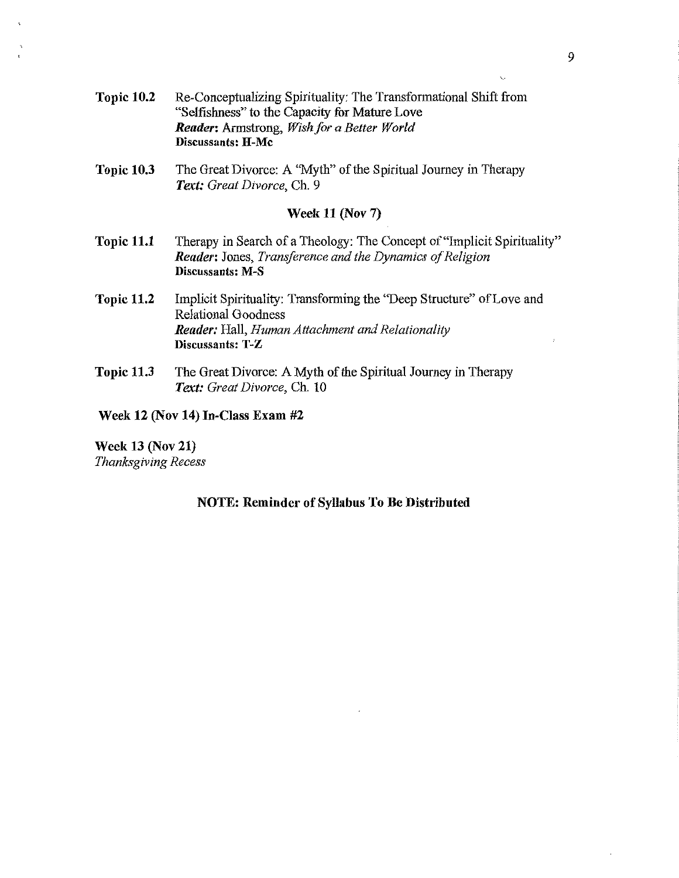**Topic 10.2** Re-Conceptualizing Spirituality: The Transformational Shift from "Selfishness" to the Capacity for Mature Love
***Reader*:** Armstrong, *Wish for a Better World*
**Discussants: H-Mc**

**Topic 10.3** The Great Divorce: A "Myth" of the Spiritual Journey in Therapy
***Text:*** *Great Divorce*, Ch. 9

### Week 11 (Nov 7)

**Topic 11.1** Therapy in Search of a Theology: The Concept of "Implicit Spirituality"
***Reader*:** Jones, *Transference and the Dynamics of Religion*
**Discussants: M-S**

**Topic 11.2** Implicit Spirituality: Transforming the "Deep Structure" of Love and Relational Goodness
***Reader:*** Hall, *Human Attachment and Relationality*
**Discussants: T-Z**

**Topic 11.3** The Great Divorce: A Myth of the Spiritual Journey in Therapy
***Text:*** *Great Divorce*, Ch. 10

**Week 12 (Nov 14) In-Class Exam #2**

**Week 13 (Nov 21)**
*Thanksgiving Recess*

**NOTE: Reminder of Syllabus To Be Distributed**